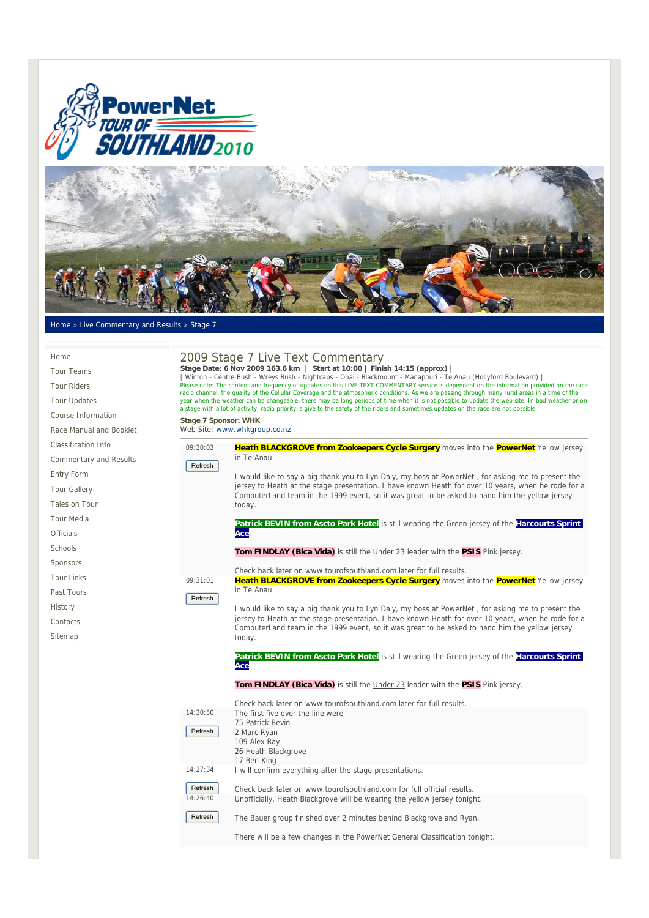Home » Live Commentary and Results » Stage 7

- Home
- Tour Teams
- Tour Riders
- Tour Updates
- Course Information
- Race Manual and Booklet
- Classification Info
- Commentary and Results
- Entry Form
- Tour Gallery
- Tales on Tour
- Tour Media
- Officials
- Schools
- Sponsors
- Tour Links
- Past Tours
- History
- Contacts
- Sitemap

# 2009 Stage 7 Live Text Commentary

**Stage Date: 6 Nov 2009 163.6 km | Start at 10:00 | Finish 14:15 (approx) |**

| Winton - Centre Bush - Wreys Bush - Nightcaps - Ohai - Blackmount - Manapouri - Te Anau (Hollyford Boulevard) |

Please note: The content and frequency of updates on this LIVE TEXT COMMENTARY service is dependent on the information provided on the race radio channel, the quality of the Cellular Coverage and the atmospheric conditions. As we are passing through many rural areas in a time of the year when the weather can be changeable, there may be long periods of time when it is not possible to update the web site. In bad weather or on a stage with a lot of activity, radio priority is give to the safety of the riders and sometimes updates on the race are not possible.

**Stage 7 Sponsor: WHK**

Web Site: www.whkgroup.co.nz

---

09:30:03

**Heath BLACKGROVE from Zookeepers Cycle Surgery** moves into the **PowerNet** Yellow jersey in Te Anau.

I would like to say a big thank you to Lyn Daly, my boss at PowerNet , for asking me to present the jersey to Heath at the stage presentation. I have known Heath for over 10 years, when he rode for a ComputerLand team in the 1999 event, so it was great to be asked to hand him the yellow jersey today.

**Patrick BEVIN from Ascto Park Hotel** is still wearing the Green jersey of the **Harcourts Sprint Ace**.

**Tom FINDLAY (Bica Vida)** is still the Under 23 leader with the **PSIS** Pink jersey.

Check back later on www.tourofsouthland.com later for full results.

09:31:01

**Heath BLACKGROVE from Zookeepers Cycle Surgery** moves into the **PowerNet** Yellow jersey in Te Anau.

I would like to say a big thank you to Lyn Daly, my boss at PowerNet , for asking me to present the jersey to Heath at the stage presentation. I have known Heath for over 10 years, when he rode for a ComputerLand team in the 1999 event, so it was great to be asked to hand him the yellow jersey today.

**Patrick BEVIN from Ascto Park Hotel** is still wearing the Green jersey of the **Harcourts Sprint Ace**.

**Tom FINDLAY (Bica Vida)** is still the Under 23 leader with the **PSIS** Pink jersey.

Check back later on www.tourofsouthland.com later for full results.

14:30:50

The first five over the line were
75 Patrick Bevin
2 Marc Ryan
109 Alex Ray
26 Heath Blackgrove
17 Ben King

14:27:34

I will confirm everything after the stage presentations.

Check back later on www.tourofsouthland.com for full official results.

14:26:40

Unofficially, Heath Blackgrove will be wearing the yellow jersey tonight.

The Bauer group finished over 2 minutes behind Blackgrove and Ryan.

There will be a few changes in the PowerNet General Classification tonight.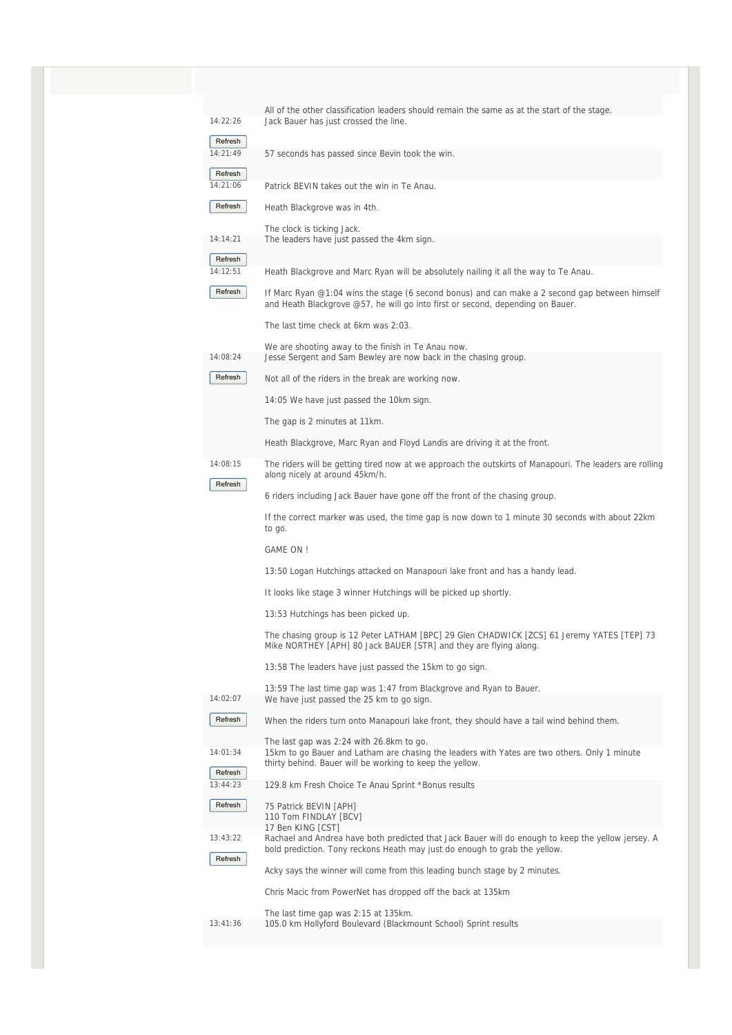All of the other classification leaders should remain the same as at the start of the stage.

14:22:26

Jack Bauer has just crossed the line.

14:21:49

57 seconds has passed since Bevin took the win.

14:21:06

Patrick BEVIN takes out the win in Te Anau.

Heath Blackgrove was in 4th.

The clock is ticking Jack.

14:14:21

The leaders have just passed the 4km sign.

14:12:51

Heath Blackgrove and Marc Ryan will be absolutely nailing it all the way to Te Anau.

If Marc Ryan @1:04 wins the stage (6 second bonus) and can make a 2 second gap between himself and Heath Blackgrove @57, he will go into first or second, depending on Bauer.

The last time check at 6km was 2:03.

We are shooting away to the finish in Te Anau now.

14:08:24

Jesse Sergent and Sam Bewley are now back in the chasing group.

Not all of the riders in the break are working now.

14:05 We have just passed the 10km sign.

The gap is 2 minutes at 11km.

Heath Blackgrove, Marc Ryan and Floyd Landis are driving it at the front.

14:08:15

The riders will be getting tired now at we approach the outskirts of Manapouri. The leaders are rolling along nicely at around 45km/h.

6 riders including Jack Bauer have gone off the front of the chasing group.

If the correct marker was used, the time gap is now down to 1 minute 30 seconds with about 22km to go.

GAME ON !

13:50 Logan Hutchings attacked on Manapouri lake front and has a handy lead.

It looks like stage 3 winner Hutchings will be picked up shortly.

13:53 Hutchings has been picked up.

The chasing group is 12 Peter LATHAM [BPC] 29 Glen CHADWICK [ZCS] 61 Jeremy YATES [TEP] 73 Mike NORTHEY [APH] 80 Jack BAUER [STR] and they are flying along.

13:58 The leaders have just passed the 15km to go sign.

13:59 The last time gap was 1:47 from Blackgrove and Ryan to Bauer.

14:02:07

We have just passed the 25 km to go sign.

When the riders turn onto Manapouri lake front, they should have a tail wind behind them.

The last gap was 2:24 with 26.8km to go.

14:01:34

15km to go Bauer and Latham are chasing the leaders with Yates are two others. Only 1 minute thirty behind. Bauer will be working to keep the yellow.

13:44:23

129.8 km Fresh Choice Te Anau Sprint *Bonus results

75 Patrick BEVIN [APH]
110 Tom FINDLAY [BCV]
17 Ben KING [CST]

13:43:22

Rachael and Andrea have both predicted that Jack Bauer will do enough to keep the yellow jersey. A bold prediction. Tony reckons Heath may just do enough to grab the yellow.

Acky says the winner will come from this leading bunch stage by 2 minutes.

Chris Macic from PowerNet has dropped off the back at 135km

The last time gap was 2:15 at 135km.

13:41:36

105.0 km Hollyford Boulevard (Blackmount School) Sprint results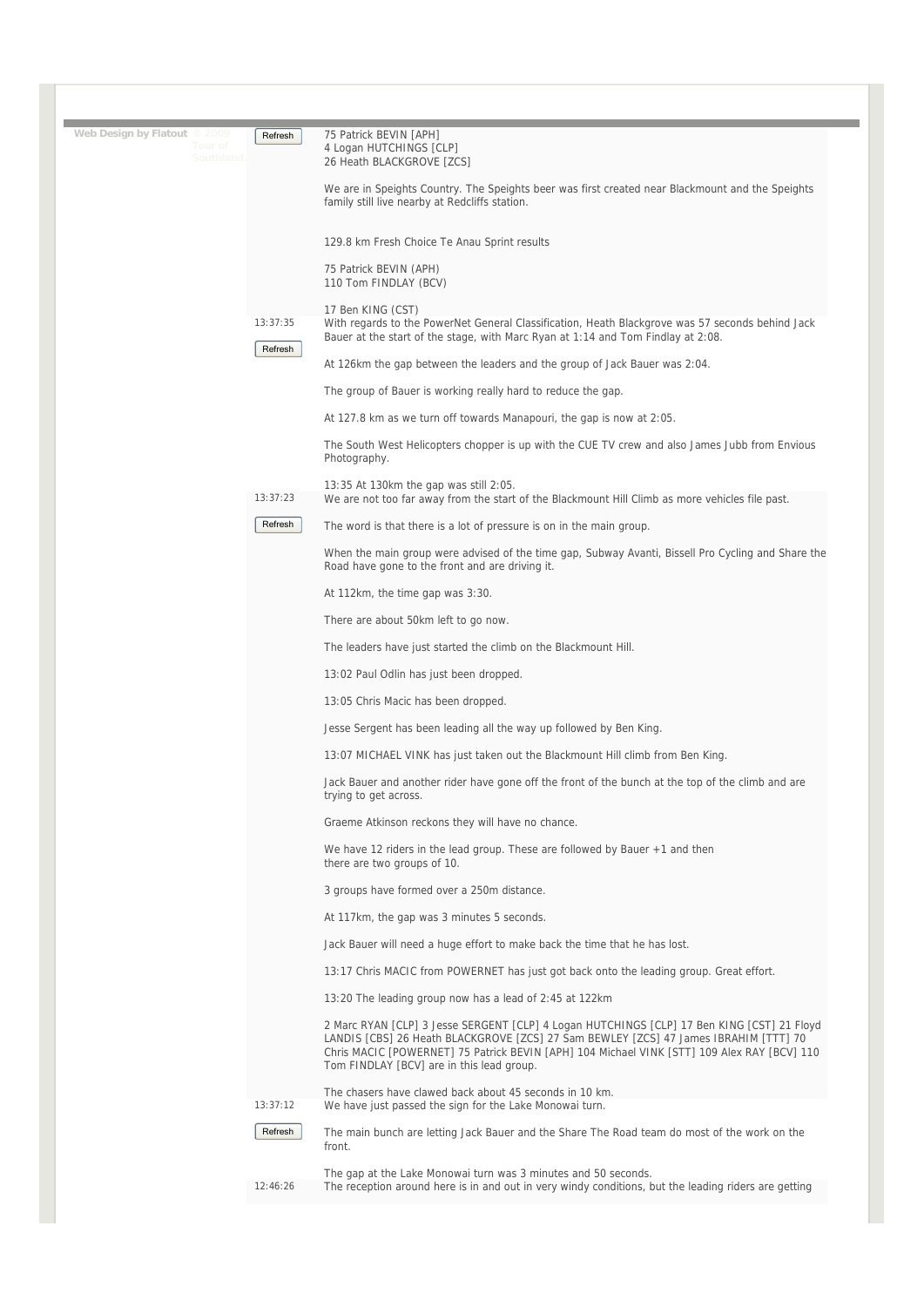Web Design by Flatout © 2009 Tour of Southland

Refresh

75 Patrick BEVIN [APH]
4 Logan HUTCHINGS [CLP]
26 Heath BLACKGROVE [ZCS]

We are in Speights Country. The Speights beer was first created near Blackmount and the Speights family still live nearby at Redcliffs station.

129.8 km Fresh Choice Te Anau Sprint results

75 Patrick BEVIN (APH)
110 Tom FINDLAY (BCV)

17 Ben KING (CST)

13:37:35

Refresh

With regards to the PowerNet General Classification, Heath Blackgrove was 57 seconds behind Jack Bauer at the start of the stage, with Marc Ryan at 1:14 and Tom Findlay at 2:08.

At 126km the gap between the leaders and the group of Jack Bauer was 2:04.

The group of Bauer is working really hard to reduce the gap.

At 127.8 km as we turn off towards Manapouri, the gap is now at 2:05.

The South West Helicopters chopper is up with the CUE TV crew and also James Jubb from Envious Photography.

13:35 At 130km the gap was still 2:05.

13:37:23

Refresh

We are not too far away from the start of the Blackmount Hill Climb as more vehicles file past.

The word is that there is a lot of pressure is on in the main group.

When the main group were advised of the time gap, Subway Avanti, Bissell Pro Cycling and Share the Road have gone to the front and are driving it.

At 112km, the time gap was 3:30.

There are about 50km left to go now.

The leaders have just started the climb on the Blackmount Hill.

13:02 Paul Odlin has just been dropped.

13:05 Chris Macic has been dropped.

Jesse Sergent has been leading all the way up followed by Ben King.

13:07 MICHAEL VINK has just taken out the Blackmount Hill climb from Ben King.

Jack Bauer and another rider have gone off the front of the bunch at the top of the climb and are trying to get across.

Graeme Atkinson reckons they will have no chance.

We have 12 riders in the lead group. These are followed by Bauer +1 and then there are two groups of 10.

3 groups have formed over a 250m distance.

At 117km, the gap was 3 minutes 5 seconds.

Jack Bauer will need a huge effort to make back the time that he has lost.

13:17 Chris MACIC from POWERNET has just got back onto the leading group. Great effort.

13:20 The leading group now has a lead of 2:45 at 122km

2 Marc RYAN [CLP] 3 Jesse SERGENT [CLP] 4 Logan HUTCHINGS [CLP] 17 Ben KING [CST] 21 Floyd LANDIS [CBS] 26 Heath BLACKGROVE [ZCS] 27 Sam BEWLEY [ZCS] 47 James IBRAHIM [TTT] 70 Chris MACIC [POWERNET] 75 Patrick BEVIN [APH] 104 Michael VINK [STT] 109 Alex RAY [BCV] 110 Tom FINDLAY [BCV] are in this lead group.

The chasers have clawed back about 45 seconds in 10 km.

13:37:12

Refresh

We have just passed the sign for the Lake Monowai turn.

The main bunch are letting Jack Bauer and the Share The Road team do most of the work on the front.

The gap at the Lake Monowai turn was 3 minutes and 50 seconds.

12:46:26

The reception around here is in and out in very windy conditions, but the leading riders are getting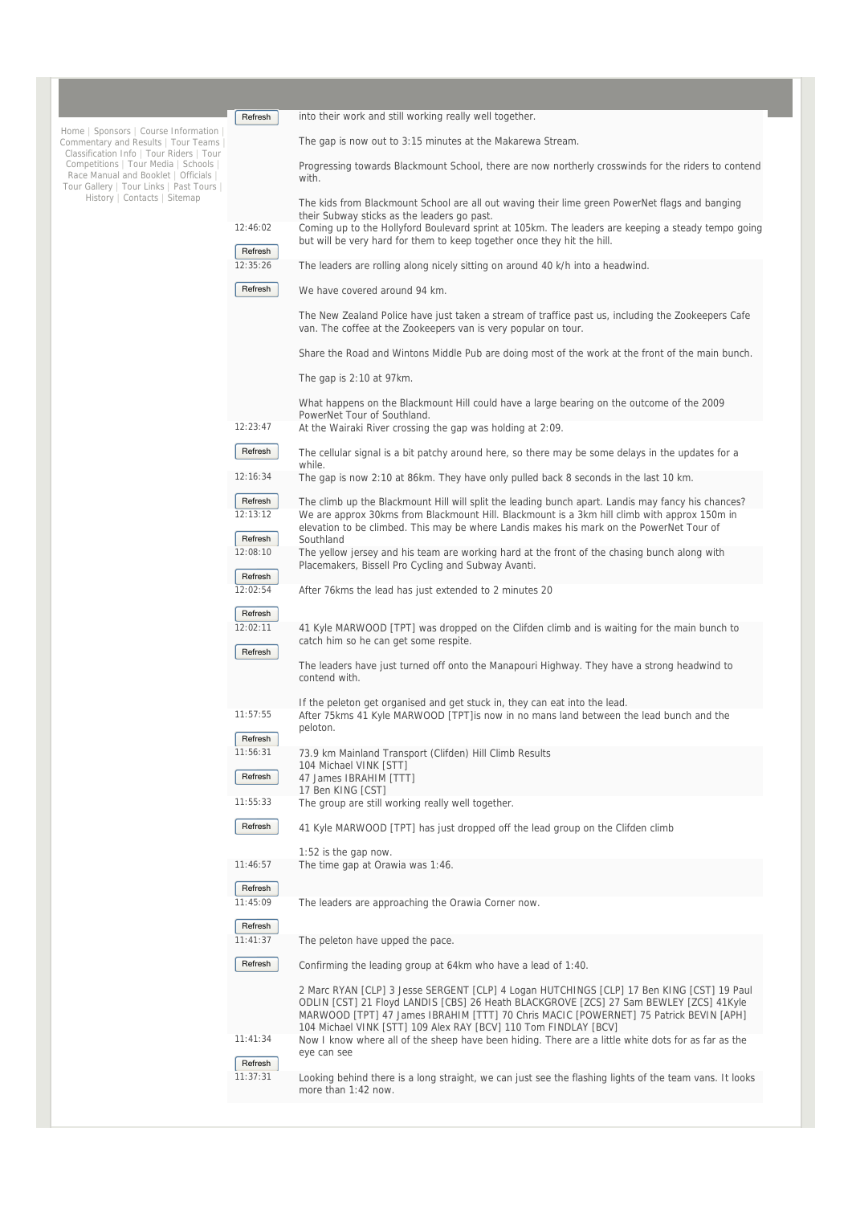Home | Sponsors | Course Information | Commentary and Results | Tour Teams | Classification Info | Tour Riders | Tour Competitions | Tour Media | Schools | Race Manual and Booklet | Officials | Tour Gallery | Tour Links | Past Tours | History | Contacts | Sitemap

into their work and still working really well together.

The gap is now out to 3:15 minutes at the Makarewa Stream.

Progressing towards Blackmount School, there are now northerly crosswinds for the riders to contend with.

The kids from Blackmount School are all out waving their lime green PowerNet flags and banging their Subway sticks as the leaders go past.

**12:46:02**
Coming up to the Hollyford Boulevard sprint at 105km. The leaders are keeping a steady tempo going but will be very hard for them to keep together once they hit the hill.

**12:35:26**
The leaders are rolling along nicely sitting on around 40 k/h into a headwind.

We have covered around 94 km.

The New Zealand Police have just taken a stream of traffice past us, including the Zookeepers Cafe van. The coffee at the Zookeepers van is very popular on tour.

Share the Road and Wintons Middle Pub are doing most of the work at the front of the main bunch.

The gap is 2:10 at 97km.

What happens on the Blackmount Hill could have a large bearing on the outcome of the 2009 PowerNet Tour of Southland.

**12:23:47**
At the Wairaki River crossing the gap was holding at 2:09.

The cellular signal is a bit patchy around here, so there may be some delays in the updates for a while.

**12:16:34**
The gap is now 2:10 at 86km. They have only pulled back 8 seconds in the last 10 km.

The climb up the Blackmount Hill will split the leading bunch apart. Landis may fancy his chances?

**12:13:12**
We are approx 30kms from Blackmount Hill. Blackmount is a 3km hill climb with approx 150m in elevation to be climbed. This may be where Landis makes his mark on the PowerNet Tour of Southland

**12:08:10**
The yellow jersey and his team are working hard at the front of the chasing bunch along with Placemakers, Bissell Pro Cycling and Subway Avanti.

**12:02:54**
After 76kms the lead has just extended to 2 minutes 20

**12:02:11**
41 Kyle MARWOOD [TPT] was dropped on the Clifden climb and is waiting for the main bunch to catch him so he can get some respite.

The leaders have just turned off onto the Manapouri Highway. They have a strong headwind to contend with.

If the peleton get organised and get stuck in, they can eat into the lead.

**11:57:55**
After 75kms 41 Kyle MARWOOD [TPT]is now in no mans land between the lead bunch and the peloton.

**11:56:31**
73.9 km Mainland Transport (Clifden) Hill Climb Results
104 Michael VINK [STT]
47 James IBRAHIM [TTT]
17 Ben KING [CST]

**11:55:33**
The group are still working really well together.

41 Kyle MARWOOD [TPT] has just dropped off the lead group on the Clifden climb

1:52 is the gap now.

**11:46:57**
The time gap at Orawia was 1:46.

**11:45:09**
The leaders are approaching the Orawia Corner now.

**11:41:37**
The peleton have upped the pace.

Confirming the leading group at 64km who have a lead of 1:40.

2 Marc RYAN [CLP] 3 Jesse SERGENT [CLP] 4 Logan HUTCHINGS [CLP] 17 Ben KING [CST] 19 Paul ODLIN [CST] 21 Floyd LANDIS [CBS] 26 Heath BLACKGROVE [ZCS] 27 Sam BEWLEY [ZCS] 41Kyle MARWOOD [TPT] 47 James IBRAHIM [TTT] 70 Chris MACIC [POWERNET] 75 Patrick BEVIN [APH] 104 Michael VINK [STT] 109 Alex RAY [BCV] 110 Tom FINDLAY [BCV]

**11:41:34**
Now I know where all of the sheep have been hiding. There are a little white dots for as far as the eye can see

**11:37:31**
Looking behind there is a long straight, we can just see the flashing lights of the team vans. It looks more than 1:42 now.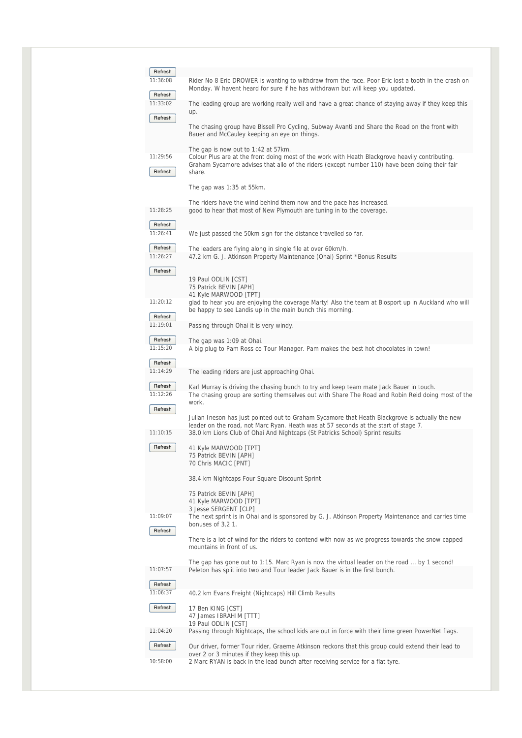11:36:08 Rider No 8 Eric DROWER is wanting to withdraw from the race. Poor Eric lost a tooth in the crash on Monday. W havent heard for sure if he has withdrawn but will keep you updated.

11:33:02 The leading group are working really well and have a great chance of staying away if they keep this up.

The chasing group have Bissell Pro Cycling, Subway Avanti and Share the Road on the front with Bauer and McCauley keeping an eye on things.

The gap is now out to 1:42 at 57km.

11:29:56 Colour Plus are at the front doing most of the work with Heath Blackgrove heavily contributing. Graham Sycamore advises that allo of the riders (except number 110) have been doing their fair share.

The gap was 1:35 at 55km.

The riders have the wind behind them now and the pace has increased.

11:28:25 good to hear that most of New Plymouth are tuning in to the coverage.

11:26:41 We just passed the 50km sign for the distance travelled so far.

The leaders are flying along in single file at over 60km/h.

11:26:27 47.2 km G. J. Atkinson Property Maintenance (Ohai) Sprint *Bonus Results

19 Paul ODLIN [CST]
75 Patrick BEVIN [APH]
41 Kyle MARWOOD [TPT]

11:20:12 glad to hear you are enjoying the coverage Marty! Also the team at Biosport up in Auckland who will be happy to see Landis up in the main bunch this morning.

11:19:01 Passing through Ohai it is very windy.

The gap was 1:09 at Ohai.

11:15:20 A big plug to Pam Ross co Tour Manager. Pam makes the best hot chocolates in town!

11:14:29 The leading riders are just approaching Ohai.

Karl Murray is driving the chasing bunch to try and keep team mate Jack Bauer in touch.

11:12:26 The chasing group are sorting themselves out with Share The Road and Robin Reid doing most of the work.

Julian Ineson has just pointed out to Graham Sycamore that Heath Blackgrove is actually the new leader on the road, not Marc Ryan. Heath was at 57 seconds at the start of stage 7.

11:10:15 38.0 km Lions Club of Ohai And Nightcaps (St Patricks School) Sprint results

41 Kyle MARWOOD [TPT]
75 Patrick BEVIN [APH]
70 Chris MACIC [PNT]

38.4 km Nightcaps Four Square Discount Sprint

75 Patrick BEVIN [APH]
41 Kyle MARWOOD [TPT]
3 Jesse SERGENT [CLP]

11:09:07 The next sprint is in Ohai and is sponsored by G. J. Atkinson Property Maintenance and carries time bonuses of 3,2 1.

There is a lot of wind for the riders to contend with now as we progress towards the snow capped mountains in front of us.

The gap has gone out to 1:15. Marc Ryan is now the virtual leader on the road ... by 1 second!

11:07:57 Peleton has split into two and Tour leader Jack Bauer is in the first bunch.

11:06:37 40.2 km Evans Freight (Nightcaps) Hill Climb Results

17 Ben KING [CST]
47 James IBRAHIM [TTT]
19 Paul ODLIN [CST]

11:04:20 Passing through Nightcaps, the school kids are out in force with their lime green PowerNet flags.

Our driver, former Tour rider, Graeme Atkinson reckons that this group could extend their lead to over 2 or 3 minutes if they keep this up.

10:58:00 2 Marc RYAN is back in the lead bunch after receiving service for a flat tyre.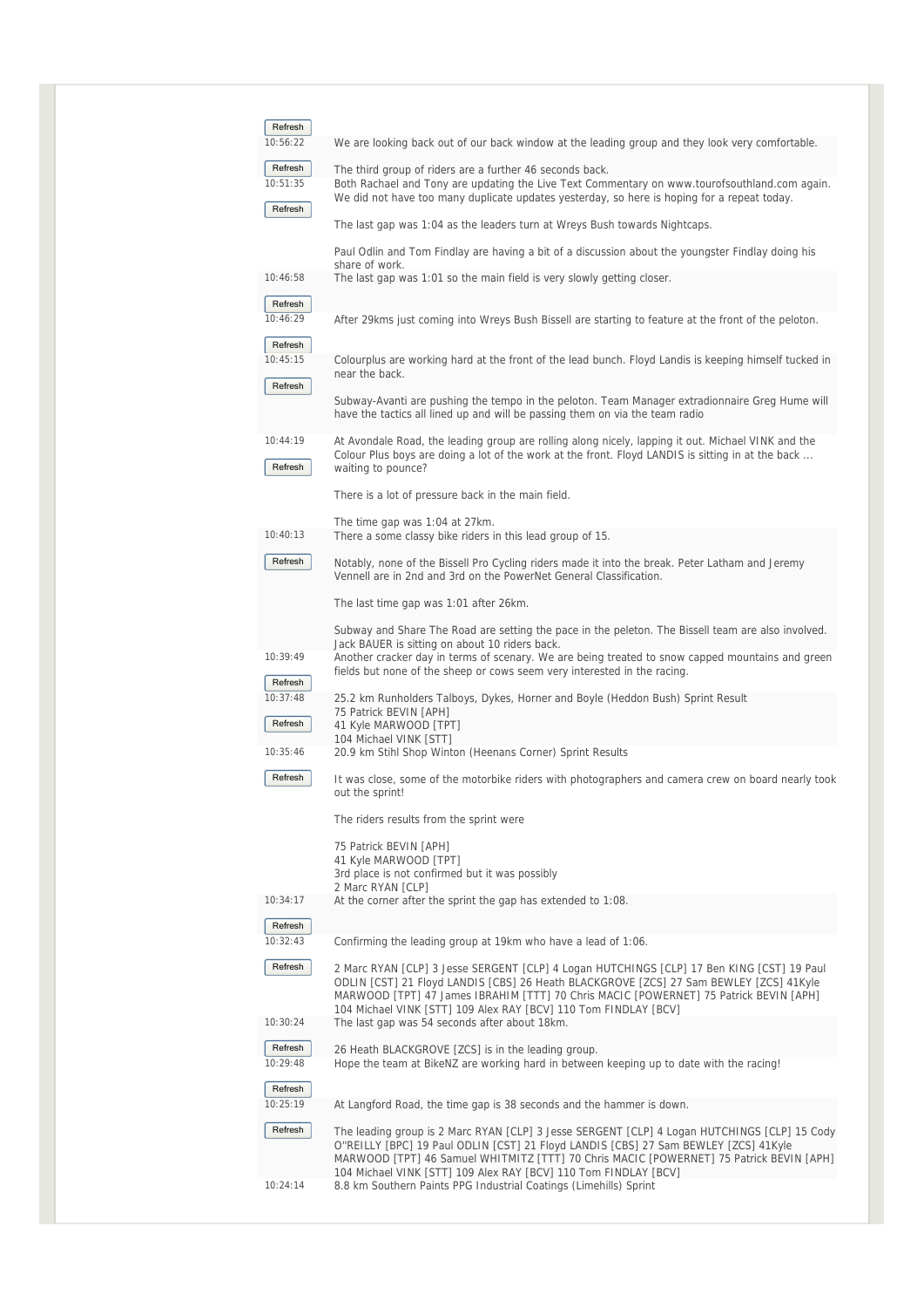10:56:22

We are looking back out of our back window at the leading group and they look very comfortable.

The third group of riders are a further 46 seconds back.

10:51:35

Both Rachael and Tony are updating the Live Text Commentary on www.tourofsouthland.com again. We did not have too many duplicate updates yesterday, so here is hoping for a repeat today.

The last gap was 1:04 as the leaders turn at Wreys Bush towards Nightcaps.

Paul Odlin and Tom Findlay are having a bit of a discussion about the youngster Findlay doing his share of work.

10:46:58

The last gap was 1:01 so the main field is very slowly getting closer.

10:46:29

After 29kms just coming into Wreys Bush Bissell are starting to feature at the front of the peloton.

10:45:15

Colourplus are working hard at the front of the lead bunch. Floyd Landis is keeping himself tucked in near the back.

Subway-Avanti are pushing the tempo in the peloton. Team Manager extradionnaire Greg Hume will have the tactics all lined up and will be passing them on via the team radio

10:44:19

At Avondale Road, the leading group are rolling along nicely, lapping it out. Michael VINK and the Colour Plus boys are doing a lot of the work at the front. Floyd LANDIS is sitting in at the back ... waiting to pounce?

There is a lot of pressure back in the main field.

The time gap was 1:04 at 27km.

10:40:13

There a some classy bike riders in this lead group of 15.

Notably, none of the Bissell Pro Cycling riders made it into the break. Peter Latham and Jeremy Vennell are in 2nd and 3rd on the PowerNet General Classification.

The last time gap was 1:01 after 26km.

Subway and Share The Road are setting the pace in the peloton. The Bissell team are also involved. Jack BAUER is sitting on about 10 riders back.

10:39:49

Another cracker day in terms of scenary. We are being treated to snow capped mountains and green fields but none of the sheep or cows seem very interested in the racing.

10:37:48

25.2 km Runholders Talboys, Dykes, Horner and Boyle (Heddon Bush) Sprint Result
75 Patrick BEVIN [APH]
41 Kyle MARWOOD [TPT]
104 Michael VINK [STT]

10:35:46

20.9 km Stihl Shop Winton (Heenans Corner) Sprint Results

It was close, some of the motorbike riders with photographers and camera crew on board nearly took out the sprint!

The riders results from the sprint were

75 Patrick BEVIN [APH]
41 Kyle MARWOOD [TPT]
3rd place is not confirmed but it was possibly
2 Marc RYAN [CLP]

10:34:17

At the corner after the sprint the gap has extended to 1:08.

10:32:43

Confirming the leading group at 19km who have a lead of 1:06.

2 Marc RYAN [CLP] 3 Jesse SERGENT [CLP] 4 Logan HUTCHINGS [CLP] 17 Ben KING [CST] 19 Paul ODLIN [CST] 21 Floyd LANDIS [CBS] 26 Heath BLACKGROVE [ZCS] 27 Sam BEWLEY [ZCS] 41Kyle MARWOOD [TPT] 47 James IBRAHIM [TTT] 70 Chris MACIC [POWERNET] 75 Patrick BEVIN [APH] 104 Michael VINK [STT] 109 Alex RAY [BCV] 110 Tom FINDLAY [BCV]

10:30:24

The last gap was 54 seconds after about 18km.

26 Heath BLACKGROVE [ZCS] is in the leading group.

10:29:48

Hope the team at BikeNZ are working hard in between keeping up to date with the racing!

10:25:19

At Langford Road, the time gap is 38 seconds and the hammer is down.

The leading group is 2 Marc RYAN [CLP] 3 Jesse SERGENT [CLP] 4 Logan HUTCHINGS [CLP] 15 Cody O''REILLY [BPC] 19 Paul ODLIN [CST] 21 Floyd LANDIS [CBS] 27 Sam BEWLEY [ZCS] 41Kyle MARWOOD [TPT] 46 Samuel WHITMITZ [TTT] 70 Chris MACIC [POWERNET] 75 Patrick BEVIN [APH] 104 Michael VINK [STT] 109 Alex RAY [BCV] 110 Tom FINDLAY [BCV]

10:24:14

8.8 km Southern Paints PPG Industrial Coatings (Limehills) Sprint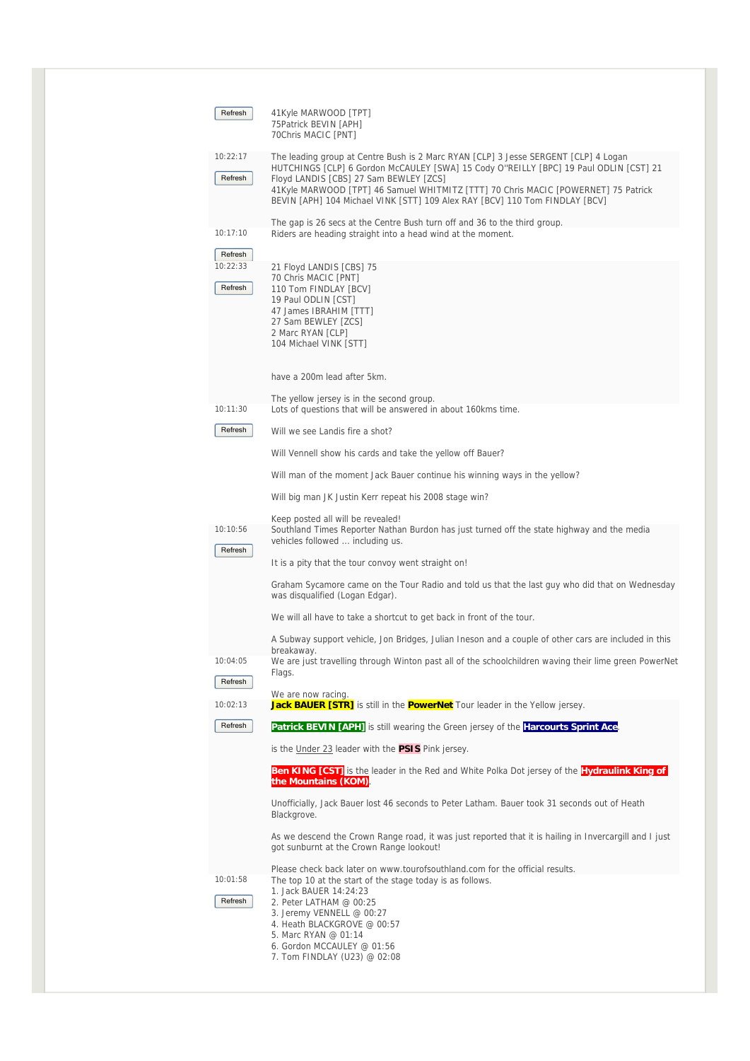41Kyle MARWOOD [TPT]
75Patrick BEVIN [APH]
70Chris MACIC [PNT]

10:22:17

The leading group at Centre Bush is 2 Marc RYAN [CLP] 3 Jesse SERGENT [CLP] 4 Logan HUTCHINGS [CLP] 6 Gordon McCAULEY [SWA] 15 Cody O''REILLY [BPC] 19 Paul ODLIN [CST] 21 Floyd LANDIS [CBS] 27 Sam BEWLEY [ZCS]
41Kyle MARWOOD [TPT] 46 Samuel WHITMITZ [TTT] 70 Chris MACIC [POWERNET] 75 Patrick BEVIN [APH] 104 Michael VINK [STT] 109 Alex RAY [BCV] 110 Tom FINDLAY [BCV]

The gap is 26 secs at the Centre Bush turn off and 36 to the third group.

10:17:10

Riders are heading straight into a head wind at the moment.

10:22:33

21 Floyd LANDIS [CBS] 75
70 Chris MACIC [PNT]
110 Tom FINDLAY [BCV]
19 Paul ODLIN [CST]
47 James IBRAHIM [TTT]
27 Sam BEWLEY [ZCS]
2 Marc RYAN [CLP]
104 Michael VINK [STT]

have a 200m lead after 5km.

The yellow jersey is in the second group.

10:11:30

Lots of questions that will be answered in about 160kms time.

Will we see Landis fire a shot?

Will Vennell show his cards and take the yellow off Bauer?

Will man of the moment Jack Bauer continue his winning ways in the yellow?

Will big man JK Justin Kerr repeat his 2008 stage win?

Keep posted all will be revealed!

10:10:56

Southland Times Reporter Nathan Burdon has just turned off the state highway and the media vehicles followed ... including us.

It is a pity that the tour convoy went straight on!

Graham Sycamore came on the Tour Radio and told us that the last guy who did that on Wednesday was disqualified (Logan Edgar).

We will all have to take a shortcut to get back in front of the tour.

A Subway support vehicle, Jon Bridges, Julian Ineson and a couple of other cars are included in this breakaway.

10:04:05

We are just travelling through Winton past all of the schoolchildren waving their lime green PowerNet Flags.

We are now racing.

10:02:13

**Jack BAUER [STR]** is still in the **PowerNet** Tour leader in the Yellow jersey.

**Patrick BEVIN [APH]** is still wearing the Green jersey of the **Harcourts Sprint Ace**

is the Under 23 leader with the **PSIS** Pink jersey.

**Ben KING [CST]** is the leader in the Red and White Polka Dot jersey of the **Hydraulink King of the Mountains (KOM)**.

Unofficially, Jack Bauer lost 46 seconds to Peter Latham. Bauer took 31 seconds out of Heath Blackgrove.

As we descend the Crown Range road, it was just reported that it is hailing in Invercargill and I just got sunburnt at the Crown Range lookout!

Please check back later on www.tourofsouthland.com for the official results.

10:01:58

The top 10 at the start of the stage today is as follows.
1. Jack BAUER 14:24:23
2. Peter LATHAM @ 00:25
3. Jeremy VENNELL @ 00:27
4. Heath BLACKGROVE @ 00:57
5. Marc RYAN @ 01:14
6. Gordon MCCAULEY @ 01:56
7. Tom FINDLAY (U23) @ 02:08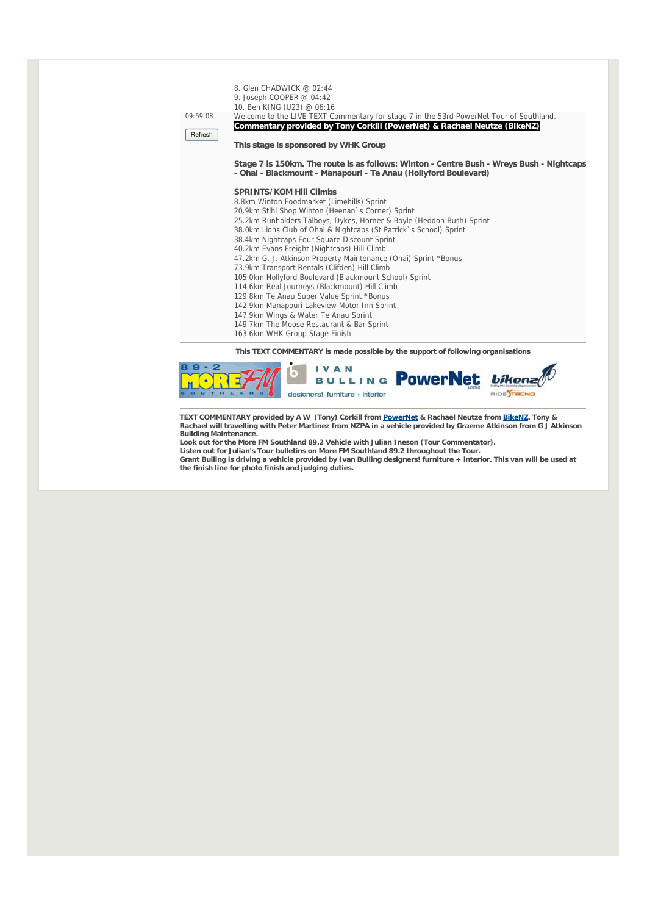8. Glen CHADWICK @ 02:44
9. Joseph COOPER @ 04:42
10. Ben KING (U23) @ 06:16

09:59:08

Refresh

Welcome to the LIVE TEXT Commentary for stage 7 in the 53rd PowerNet Tour of Southland.

**Commentary provided by Tony Corkill (PowerNet) & Rachael Neutze (BikeNZ)**

**This stage is sponsored by WHK Group**

**Stage 7 is 150km. The route is as follows: Winton - Centre Bush - Wreys Bush - Nightcaps - Ohai - Blackmount - Manapouri - Te Anau (Hollyford Boulevard)**

**SPRINTS/KOM Hill Climbs**

8.8km Winton Foodmarket (Limehills) Sprint
20.9km Stihl Shop Winton (Heenan`s Corner) Sprint
25.2km Runholders Talboys, Dykes, Horner & Boyle (Heddon Bush) Sprint
38.0km Lions Club of Ohai & Nightcaps (St Patrick`s School) Sprint
38.4km Nightcaps Four Square Discount Sprint
40.2km Evans Freight (Nightcaps) Hill Climb
47.2km G. J. Atkinson Property Maintenance (Ohai) Sprint *Bonus
73.9km Transport Rentals (Clifden) Hill Climb
105.0km Hollyford Boulevard (Blackmount School) Sprint
114.6km Real Journeys (Blackmount) Hill Climb
129.8km Te Anau Super Value Sprint *Bonus
142.9km Manapouri Lakeview Motor Inn Sprint
147.9km Wings & Water Te Anau Sprint
149.7km The Moose Restaurant & Bar Sprint
163.6km WHK Group Stage Finish

**This TEXT COMMENTARY is made possible by the support of following organisations**

89.2 MORE FM SOUTHLAND · IVAN BULLING designers! furniture + interior · PowerNet Limited · bikenz RIDE STRONG

**TEXT COMMENTARY provided by A W (Tony) Corkill from PowerNet & Rachael Neutze from BikeNZ. Tony & Rachael will travelling with Peter Martinez from NZPA in a vehicle provided by Graeme Atkinson from G J Atkinson Building Maintenance.**
**Look out for the More FM Southland 89.2 Vehicle with Julian Ineson (Tour Commentator).**
**Listen out for Julian's Tour bulletins on More FM Southland 89.2 throughout the Tour.**
**Grant Bulling is driving a vehicle provided by Ivan Bulling designers! furniture + interior. This van will be used at the finish line for photo finish and judging duties.**